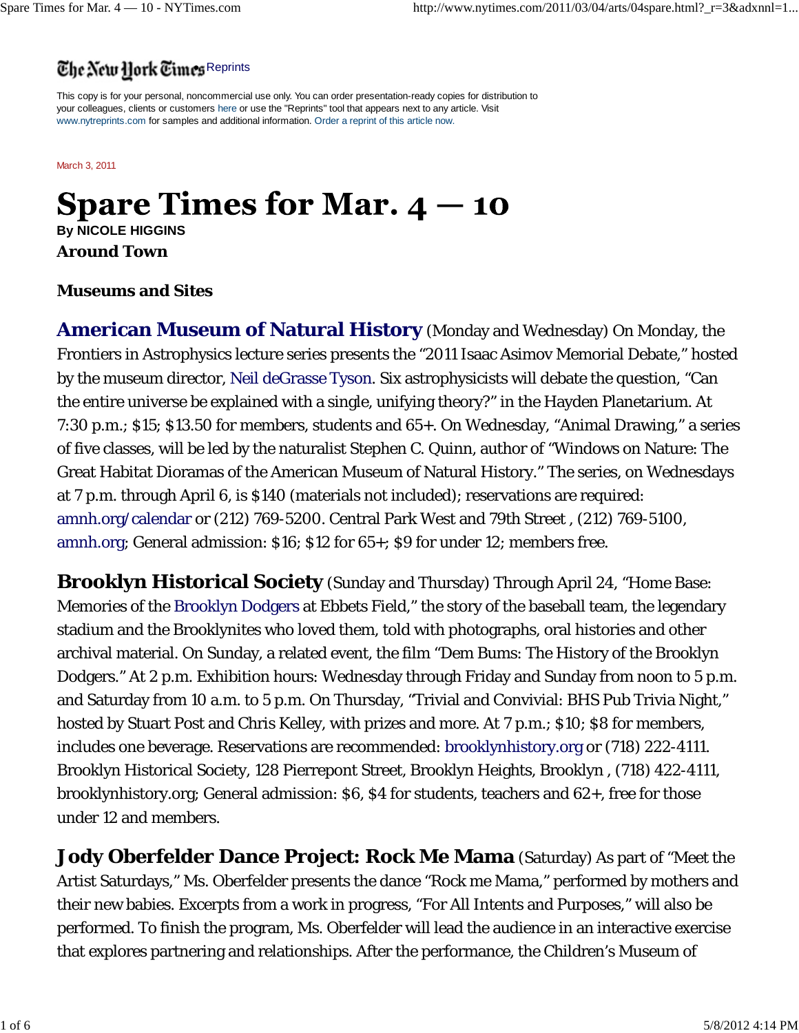The New York Times Reprints

This copy is for your personal, noncommercial use only. You can order presentation-ready copies for distribution to your colleagues, clients or customers here or use the "Reprints" tool that appears next to any article. Visit www.nytreprints.com for samples and additional information. Order a reprint of this article now.

March 3, 2011

# Spare Times for Mar. 4 — 10

**By NICOLE HIGGINS**

## Around Town

### Museums and Sites

**American Museum of Natural History** (Monday and Wednesday) On Monday, the Frontiers in Astrophysics lecture series presents the "2011 Isaac Asimov Memorial Debate," hosted by the museum director, Neil deGrasse Tyson. Six astrophysicists will debate the question, "Can the entire universe be explained with a single, unifying theory?" in the Hayden Planetarium. At 7:30 p.m.; $15; $13.50 for members, students and 65+. On Wednesday, "Animal Drawing," a series of five classes, will be led by the naturalist Stephen C. Quinn, author of "Windows on Nature: The Great Habitat Dioramas of the American Museum of Natural History." The series, on Wednesdays at 7 p.m. through April 6, is $140 (materials not included); reservations are required: amnh.org/calendar or (212) 769-5200. Central Park West and 79th Street , (212) 769-5100, amnh.org; General admission: $16; $12 for 65+; $9 for under 12; members free.

**Brooklyn Historical Society** (Sunday and Thursday) Through April 24, "Home Base: Memories of the Brooklyn Dodgers at Ebbets Field," the story of the baseball team, the legendary stadium and the Brooklynites who loved them, told with photographs, oral histories and other archival material. On Sunday, a related event, the film "Dem Bums: The History of the Brooklyn Dodgers." At 2 p.m. Exhibition hours: Wednesday through Friday and Sunday from noon to 5 p.m. and Saturday from 10 a.m. to 5 p.m. On Thursday, "Trivial and Convivial: BHS Pub Trivia Night," hosted by Stuart Post and Chris Kelley, with prizes and more. At 7 p.m.; $10; $8 for members, includes one beverage. Reservations are recommended: brooklynhistory.org or (718) 222-4111. Brooklyn Historical Society, 128 Pierrepont Street, Brooklyn Heights, Brooklyn , (718) 422-4111, brooklynhistory.org; General admission: $6, $4 for students, teachers and 62+, free for those under 12 and members.

**Jody Oberfelder Dance Project: Rock Me Mama** (Saturday) As part of "Meet the Artist Saturdays," Ms. Oberfelder presents the dance "Rock me Mama," performed by mothers and their new babies. Excerpts from a work in progress, "For All Intents and Purposes," will also be performed. To finish the program, Ms. Oberfelder will lead the audience in an interactive exercise that explores partnering and relationships. After the performance, the Children's Museum of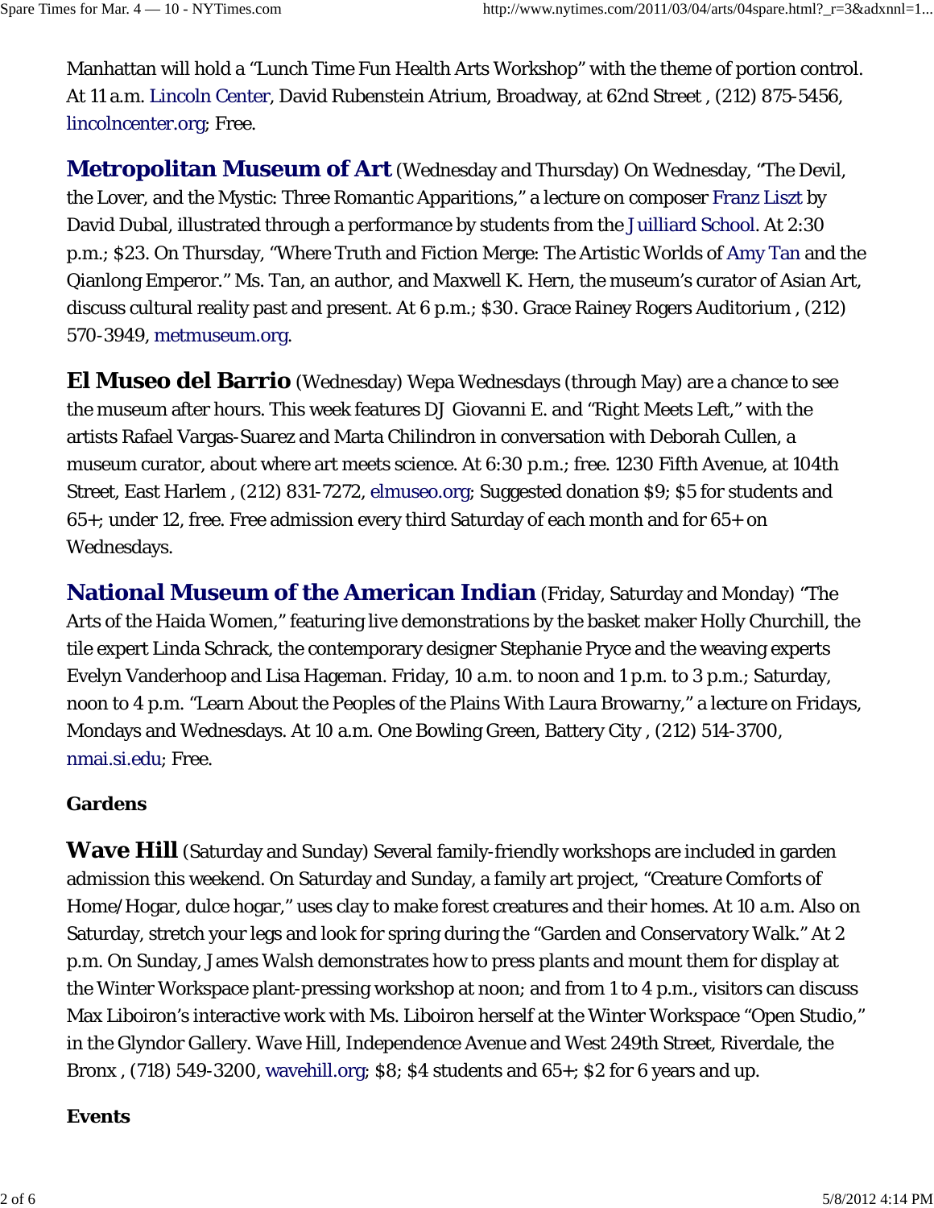Manhattan will hold a “Lunch Time Fun Health Arts Workshop” with the theme of portion control. At 11 a.m. Lincoln Center, David Rubenstein Atrium, Broadway, at 62nd Street , (212) 875-5456, lincolncenter.org; Free.

**Metropolitan Museum of Art** (Wednesday and Thursday) On Wednesday, “The Devil, the Lover, and the Mystic: Three Romantic Apparitions,” a lecture on composer Franz Liszt by David Dubal, illustrated through a performance by students from the Juilliard School. At 2:30 p.m.; $23. On Thursday, “Where Truth and Fiction Merge: The Artistic Worlds of Amy Tan and the Qianlong Emperor.” Ms. Tan, an author, and Maxwell K. Hern, the museum’s curator of Asian Art, discuss cultural reality past and present. At 6 p.m.; $30. Grace Rainey Rogers Auditorium , (212) 570-3949, metmuseum.org.

**El Museo del Barrio** (Wednesday) Wepa Wednesdays (through May) are a chance to see the museum after hours. This week features DJ Giovanni E. and “Right Meets Left,” with the artists Rafael Vargas-Suarez and Marta Chilindron in conversation with Deborah Cullen, a museum curator, about where art meets science. At 6:30 p.m.; free. 1230 Fifth Avenue, at 104th Street, East Harlem , (212) 831-7272, elmuseo.org; Suggested donation $9; $5 for students and 65+; under 12, free. Free admission every third Saturday of each month and for 65+ on Wednesdays.

**National Museum of the American Indian** (Friday, Saturday and Monday) “The Arts of the Haida Women,” featuring live demonstrations by the basket maker Holly Churchill, the tile expert Linda Schrack, the contemporary designer Stephanie Pryce and the weaving experts Evelyn Vanderhoop and Lisa Hageman. Friday, 10 a.m. to noon and 1 p.m. to 3 p.m.; Saturday, noon to 4 p.m. “Learn About the Peoples of the Plains With Laura Browarny,” a lecture on Fridays, Mondays and Wednesdays. At 10 a.m. One Bowling Green, Battery City , (212) 514-3700, nmai.si.edu; Free.

### Gardens

**Wave Hill** (Saturday and Sunday) Several family-friendly workshops are included in garden admission this weekend. On Saturday and Sunday, a family art project, “Creature Comforts of Home/Hogar, dulce hogar,” uses clay to make forest creatures and their homes. At 10 a.m. Also on Saturday, stretch your legs and look for spring during the “Garden and Conservatory Walk.” At 2 p.m. On Sunday, James Walsh demonstrates how to press plants and mount them for display at the Winter Workspace plant-pressing workshop at noon; and from 1 to 4 p.m., visitors can discuss Max Liboiron’s interactive work with Ms. Liboiron herself at the Winter Workspace “Open Studio,” in the Glyndor Gallery. Wave Hill, Independence Avenue and West 249th Street, Riverdale, the Bronx , (718) 549-3200, wavehill.org; $8; $4 students and 65+; $2 for 6 years and up.

### Events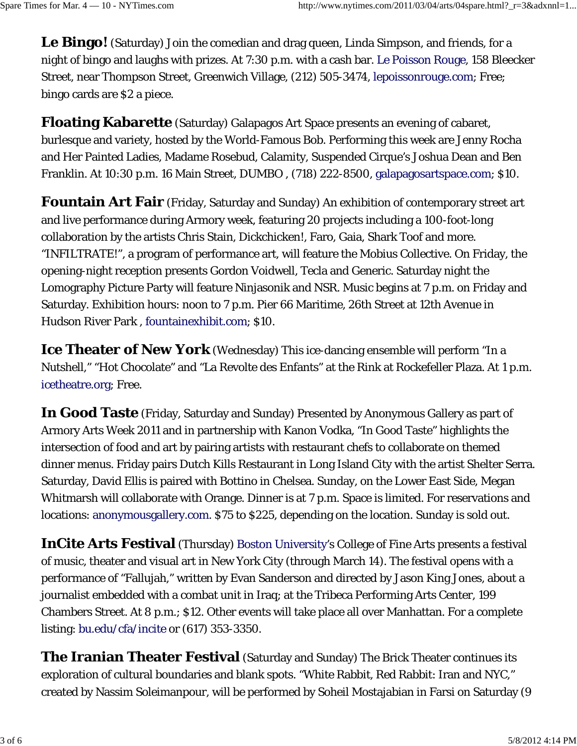**Le Bingo!** (Saturday) Join the comedian and drag queen, Linda Simpson, and friends, for a night of bingo and laughs with prizes. At 7:30 p.m. with a cash bar. Le Poisson Rouge, 158 Bleecker Street, near Thompson Street, Greenwich Village, (212) 505-3474, lepoissonrouge.com; Free; bingo cards are $2 a piece.

**Floating Kabarette** (Saturday) Galapagos Art Space presents an evening of cabaret, burlesque and variety, hosted by the World-Famous Bob. Performing this week are Jenny Rocha and Her Painted Ladies, Madame Rosebud, Calamity, Suspended Cirque's Joshua Dean and Ben Franklin. At 10:30 p.m. 16 Main Street, DUMBO , (718) 222-8500, galapagosartspace.com; $10.

**Fountain Art Fair** (Friday, Saturday and Sunday) An exhibition of contemporary street art and live performance during Armory week, featuring 20 projects including a 100-foot-long collaboration by the artists Chris Stain, Dickchicken!, Faro, Gaia, Shark Toof and more. "INFILTRATE!", a program of performance art, will feature the Mobius Collective. On Friday, the opening-night reception presents Gordon Voidwell, Tecla and Generic. Saturday night the Lomography Picture Party will feature Ninjasonik and NSR. Music begins at 7 p.m. on Friday and Saturday. Exhibition hours: noon to 7 p.m. Pier 66 Maritime, 26th Street at 12th Avenue in Hudson River Park , fountainexhibit.com; $10.

**Ice Theater of New York** (Wednesday) This ice-dancing ensemble will perform "In a Nutshell," "Hot Chocolate" and "La Revolte des Enfants" at the Rink at Rockefeller Plaza. At 1 p.m. icetheatre.org; Free.

**In Good Taste** (Friday, Saturday and Sunday) Presented by Anonymous Gallery as part of Armory Arts Week 2011 and in partnership with Kanon Vodka, "In Good Taste" highlights the intersection of food and art by pairing artists with restaurant chefs to collaborate on themed dinner menus. Friday pairs Dutch Kills Restaurant in Long Island City with the artist Shelter Serra. Saturday, David Ellis is paired with Bottino in Chelsea. Sunday, on the Lower East Side, Megan Whitmarsh will collaborate with Orange. Dinner is at 7 p.m. Space is limited. For reservations and locations: anonymousgallery.com. $75 to $225, depending on the location. Sunday is sold out.

**InCite Arts Festival** (Thursday) Boston University's College of Fine Arts presents a festival of music, theater and visual art in New York City (through March 14). The festival opens with a performance of "Fallujah," written by Evan Sanderson and directed by Jason King Jones, about a journalist embedded with a combat unit in Iraq; at the Tribeca Performing Arts Center, 199 Chambers Street. At 8 p.m.; $12. Other events will take place all over Manhattan. For a complete listing: bu.edu/cfa/incite or (617) 353-3350.

**The Iranian Theater Festival** (Saturday and Sunday) The Brick Theater continues its exploration of cultural boundaries and blank spots. "White Rabbit, Red Rabbit: Iran and NYC," created by Nassim Soleimanpour, will be performed by Soheil Mostajabian in Farsi on Saturday (9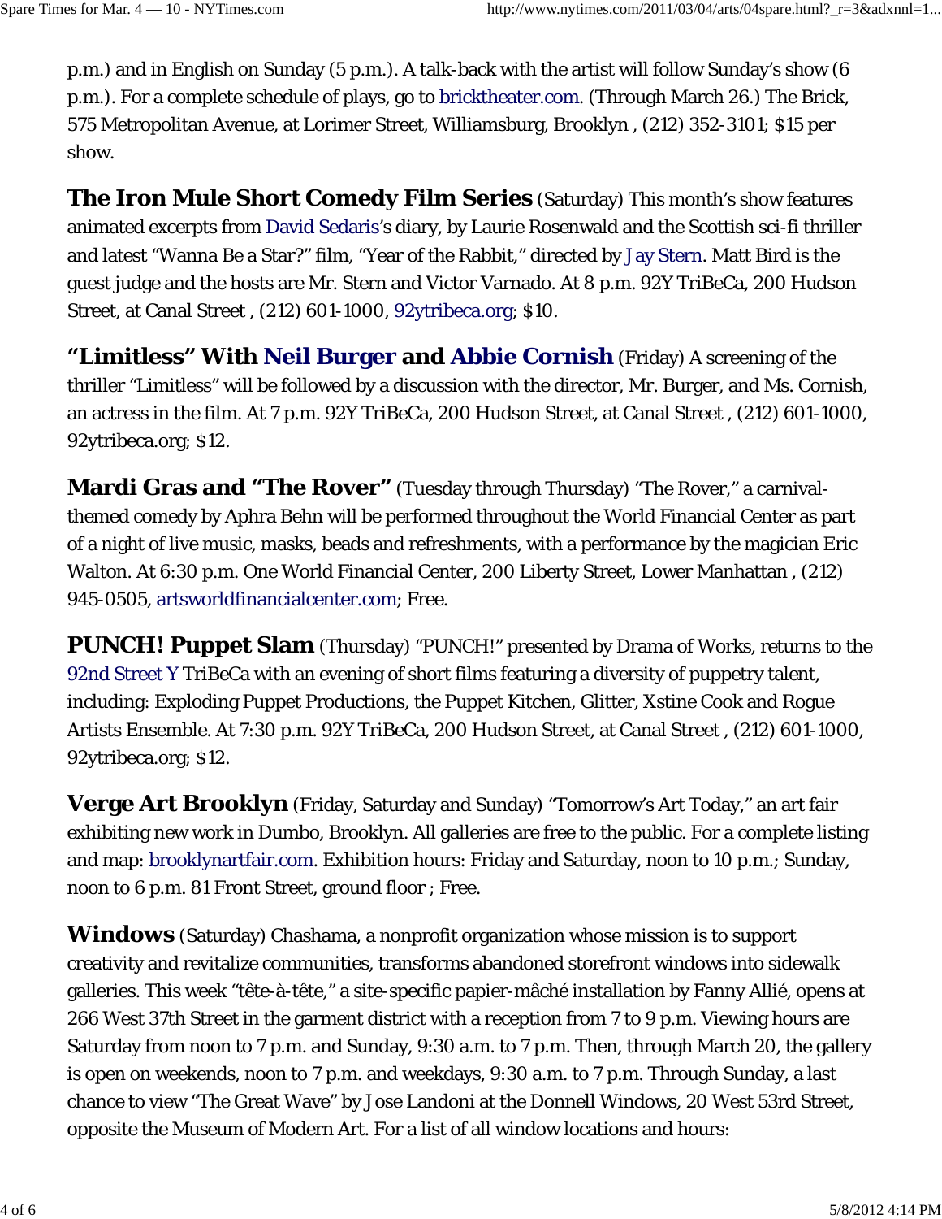p.m.) and in English on Sunday (5 p.m.). A talk-back with the artist will follow Sunday's show (6 p.m.). For a complete schedule of plays, go to bricktheater.com. (Through March 26.) The Brick, 575 Metropolitan Avenue, at Lorimer Street, Williamsburg, Brooklyn , (212) 352-3101; $15 per show.

**The Iron Mule Short Comedy Film Series** (Saturday) This month's show features animated excerpts from David Sedaris's diary, by Laurie Rosenwald and the Scottish sci-fi thriller and latest "Wanna Be a Star?" film, "Year of the Rabbit," directed by Jay Stern. Matt Bird is the guest judge and the hosts are Mr. Stern and Victor Varnado. At 8 p.m. 92Y TriBeCa, 200 Hudson Street, at Canal Street , (212) 601-1000, 92ytribeca.org; $10.

**"Limitless" With Neil Burger and Abbie Cornish** (Friday) A screening of the thriller "Limitless" will be followed by a discussion with the director, Mr. Burger, and Ms. Cornish, an actress in the film. At 7 p.m. 92Y TriBeCa, 200 Hudson Street, at Canal Street , (212) 601-1000, 92ytribeca.org; $12.

**Mardi Gras and "The Rover"** (Tuesday through Thursday) "The Rover," a carnival-themed comedy by Aphra Behn will be performed throughout the World Financial Center as part of a night of live music, masks, beads and refreshments, with a performance by the magician Eric Walton. At 6:30 p.m. One World Financial Center, 200 Liberty Street, Lower Manhattan , (212) 945-0505, artsworldfinancialcenter.com; Free.

**PUNCH! Puppet Slam** (Thursday) "PUNCH!" presented by Drama of Works, returns to the 92nd Street Y TriBeCa with an evening of short films featuring a diversity of puppetry talent, including: Exploding Puppet Productions, the Puppet Kitchen, Glitter, Xstine Cook and Rogue Artists Ensemble. At 7:30 p.m. 92Y TriBeCa, 200 Hudson Street, at Canal Street , (212) 601-1000, 92ytribeca.org; $12.

**Verge Art Brooklyn** (Friday, Saturday and Sunday) "Tomorrow's Art Today," an art fair exhibiting new work in Dumbo, Brooklyn. All galleries are free to the public. For a complete listing and map: brooklynartfair.com. Exhibition hours: Friday and Saturday, noon to 10 p.m.; Sunday, noon to 6 p.m. 81 Front Street, ground floor ; Free.

**Windows** (Saturday) Chashama, a nonprofit organization whose mission is to support creativity and revitalize communities, transforms abandoned storefront windows into sidewalk galleries. This week "tête-à-tête," a site-specific papier-mâché installation by Fanny Allié, opens at 266 West 37th Street in the garment district with a reception from 7 to 9 p.m. Viewing hours are Saturday from noon to 7 p.m. and Sunday, 9:30 a.m. to 7 p.m. Then, through March 20, the gallery is open on weekends, noon to 7 p.m. and weekdays, 9:30 a.m. to 7 p.m. Through Sunday, a last chance to view "The Great Wave" by Jose Landoni at the Donnell Windows, 20 West 53rd Street, opposite the Museum of Modern Art. For a list of all window locations and hours: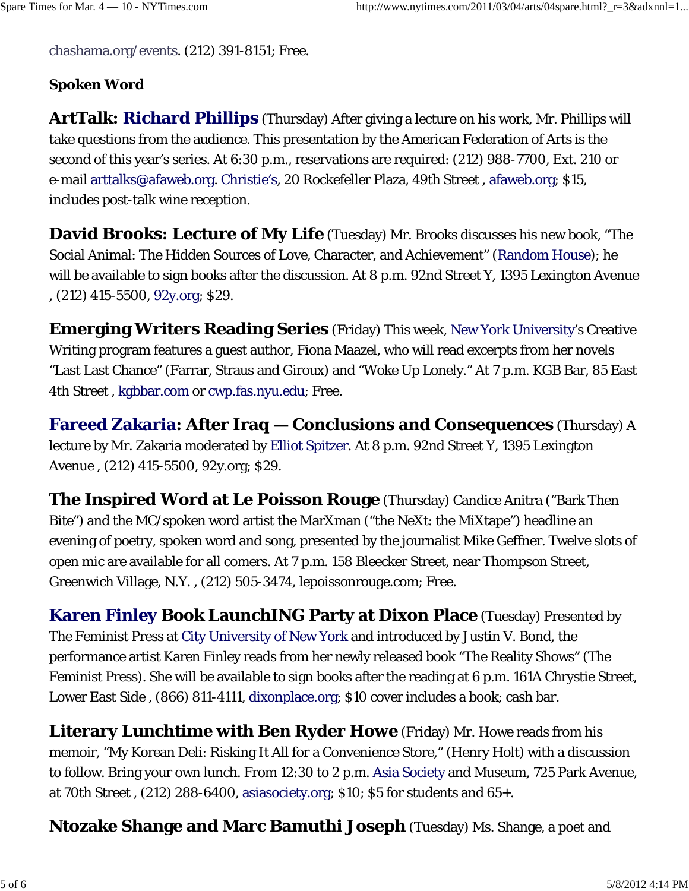chashama.org/events. (212) 391-8151; Free.

**Spoken Word**

**ArtTalk: Richard Phillips** (Thursday) After giving a lecture on his work, Mr. Phillips will take questions from the audience. This presentation by the American Federation of Arts is the second of this year's series. At 6:30 p.m., reservations are required: (212) 988-7700, Ext. 210 or e-mail arttalks@afaweb.org. Christie's, 20 Rockefeller Plaza, 49th Street , afaweb.org; $15, includes post-talk wine reception.

**David Brooks: Lecture of My Life** (Tuesday) Mr. Brooks discusses his new book, "The Social Animal: The Hidden Sources of Love, Character, and Achievement" (Random House); he will be available to sign books after the discussion. At 8 p.m. 92nd Street Y, 1395 Lexington Avenue , (212) 415-5500, 92y.org; $29.

**Emerging Writers Reading Series** (Friday) This week, New York University's Creative Writing program features a guest author, Fiona Maazel, who will read excerpts from her novels "Last Last Chance" (Farrar, Straus and Giroux) and "Woke Up Lonely." At 7 p.m. KGB Bar, 85 East 4th Street , kgbbar.com or cwp.fas.nyu.edu; Free.

**Fareed Zakaria: After Iraq — Conclusions and Consequences** (Thursday) A lecture by Mr. Zakaria moderated by Elliot Spitzer. At 8 p.m. 92nd Street Y, 1395 Lexington Avenue , (212) 415-5500, 92y.org; $29.

**The Inspired Word at Le Poisson Rouge** (Thursday) Candice Anitra ("Bark Then Bite") and the MC/spoken word artist the MarXman ("the NeXt: the MiXtape") headline an evening of poetry, spoken word and song, presented by the journalist Mike Geffner. Twelve slots of open mic are available for all comers. At 7 p.m. 158 Bleecker Street, near Thompson Street, Greenwich Village, N.Y. , (212) 505-3474, lepoissonrouge.com; Free.

**Karen Finley Book LaunchING Party at Dixon Place** (Tuesday) Presented by The Feminist Press at City University of New York and introduced by Justin V. Bond, the performance artist Karen Finley reads from her newly released book "The Reality Shows" (The Feminist Press). She will be available to sign books after the reading at 6 p.m. 161A Chrystie Street, Lower East Side , (866) 811-4111, dixonplace.org; $10 cover includes a book; cash bar.

**Literary Lunchtime with Ben Ryder Howe** (Friday) Mr. Howe reads from his memoir, "My Korean Deli: Risking It All for a Convenience Store," (Henry Holt) with a discussion to follow. Bring your own lunch. From 12:30 to 2 p.m. Asia Society and Museum, 725 Park Avenue, at 70th Street , (212) 288-6400, asiasociety.org; $10; $5 for students and 65+.

**Ntozake Shange and Marc Bamuthi Joseph** (Tuesday) Ms. Shange, a poet and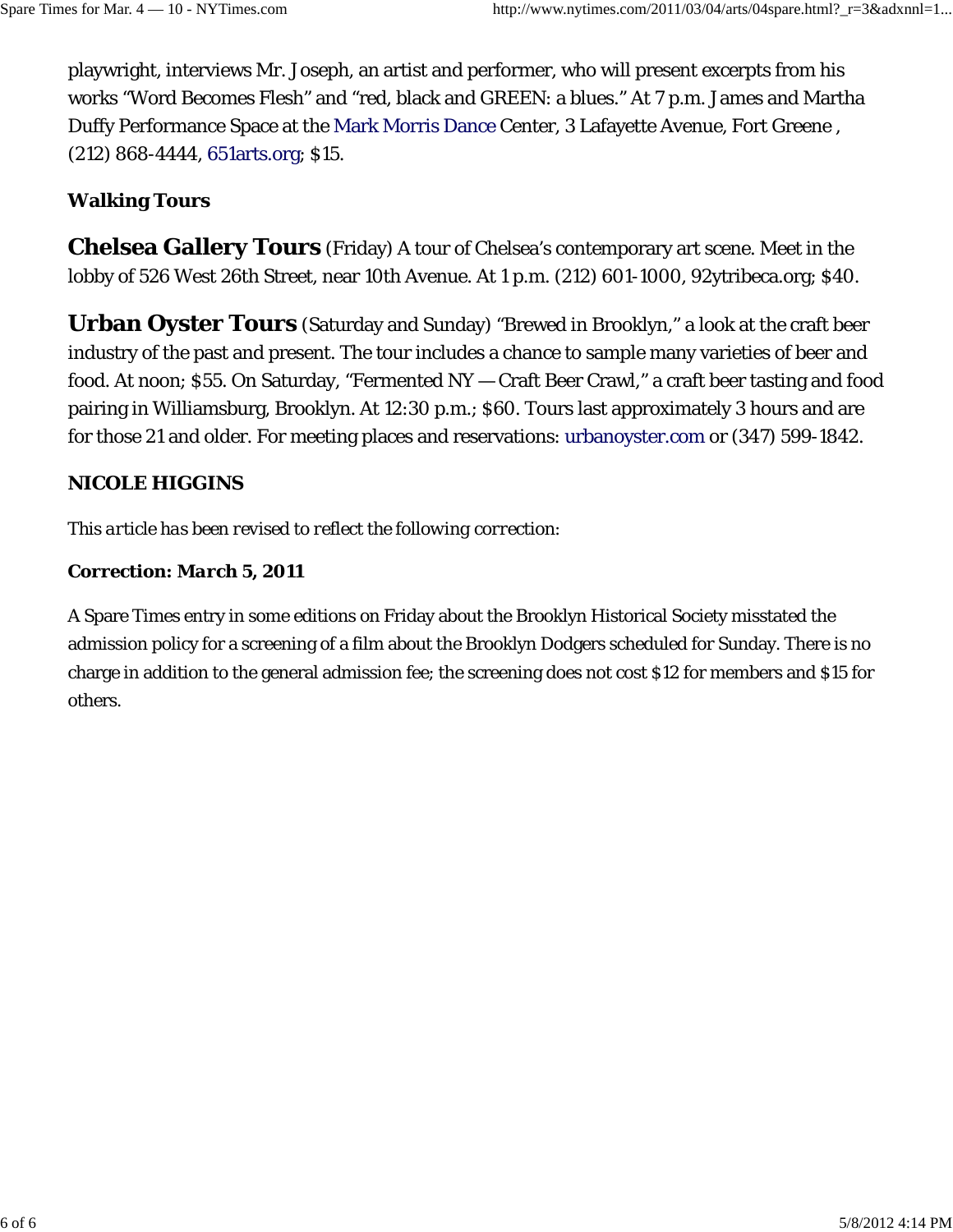playwright, interviews Mr. Joseph, an artist and performer, who will present excerpts from his works “Word Becomes Flesh” and “red, black and GREEN: a blues.” At 7 p.m. James and Martha Duffy Performance Space at the Mark Morris Dance Center, 3 Lafayette Avenue, Fort Greene , (212) 868-4444, 651arts.org; $15.

**Walking Tours**

**Chelsea Gallery Tours** (Friday) A tour of Chelsea’s contemporary art scene. Meet in the lobby of 526 West 26th Street, near 10th Avenue. At 1 p.m. (212) 601-1000, 92ytribeca.org; $40.

**Urban Oyster Tours** (Saturday and Sunday) “Brewed in Brooklyn,” a look at the craft beer industry of the past and present. The tour includes a chance to sample many varieties of beer and food. At noon; $55. On Saturday, “Fermented NY — Craft Beer Crawl,” a craft beer tasting and food pairing in Williamsburg, Brooklyn. At 12:30 p.m.; $60. Tours last approximately 3 hours and are for those 21 and older. For meeting places and reservations: urbanoyster.com or (347) 599-1842.

**NICOLE HIGGINS**

*This article has been revised to reflect the following correction:*

***Correction: March 5, 2011***

A Spare Times entry in some editions on Friday about the Brooklyn Historical Society misstated the admission policy for a screening of a film about the Brooklyn Dodgers scheduled for Sunday. There is no charge in addition to the general admission fee; the screening does not cost $12 for members and $15 for others.